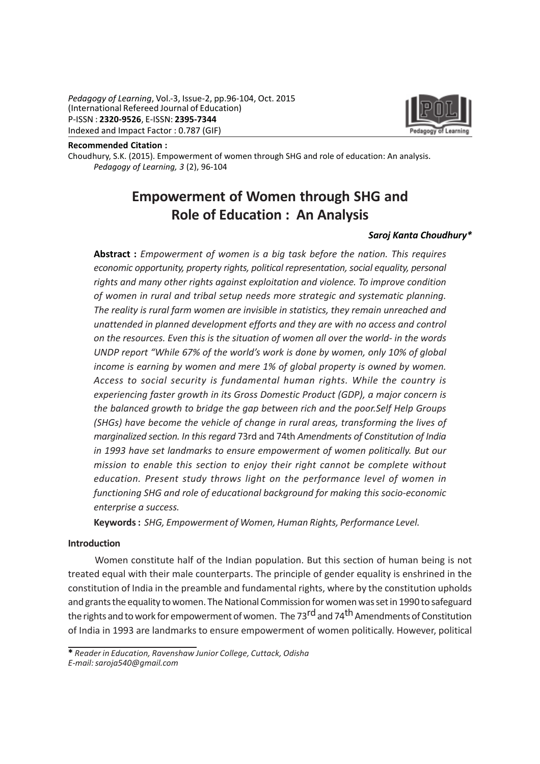*Pedagogy of Learning*, Vol.-3, Issue-2, pp.96-104, Oct. 2015
(International Refereed Journal of Education)
P-ISSN : **2320-9526**, E-ISSN: **2395-7344**
Indexed and Impact Factor : 0.787 (GIF)

**Recommended Citation :**
Choudhury, S.K. (2015). Empowerment of women through SHG and role of education: An analysis. *Pedagogy of Learning, 3* (2), 96-104

# Empowerment of Women through SHG and Role of Education : An Analysis

***Saroj Kanta Choudhury****

**Abstract :** *Empowerment of women is a big task before the nation. This requires economic opportunity, property rights, political representation, social equality, personal rights and many other rights against exploitation and violence. To improve condition of women in rural and tribal setup needs more strategic and systematic planning. The reality is rural farm women are invisible in statistics, they remain unreached and unattended in planned development efforts and they are with no access and control on the resources. Even this is the situation of women all over the world- in the words UNDP report "While 67% of the world's work is done by women, only 10% of global income is earning by women and mere 1% of global property is owned by women. Access to social security is fundamental human rights. While the country is experiencing faster growth in its Gross Domestic Product (GDP), a major concern is the balanced growth to bridge the gap between rich and the poor.Self Help Groups (SHGs) have become the vehicle of change in rural areas, transforming the lives of marginalized section. In this regard* 73rd and 74th *Amendments of Constitution of India in 1993 have set landmarks to ensure empowerment of women politically. But our mission to enable this section to enjoy their right cannot be complete without education. Present study throws light on the performance level of women in functioning SHG and role of educational background for making this socio-economic enterprise a success.*

**Keywords :** *SHG, Empowerment of Women, Human Rights, Performance Level.*

## Introduction

Women constitute half of the Indian population. But this section of human being is not treated equal with their male counterparts. The principle of gender equality is enshrined in the constitution of India in the preamble and fundamental rights, where by the constitution upholds and grants the equality to women. The National Commission for women was set in 1990 to safeguard the rights and to work for empowerment of women. The 73rd and 74th Amendments of Constitution of India in 1993 are landmarks to ensure empowerment of women politically. However, political

**\*** *Reader in Education, Ravenshaw Junior College, Cuttack, Odisha*
*E-mail: saroja540@gmail.com*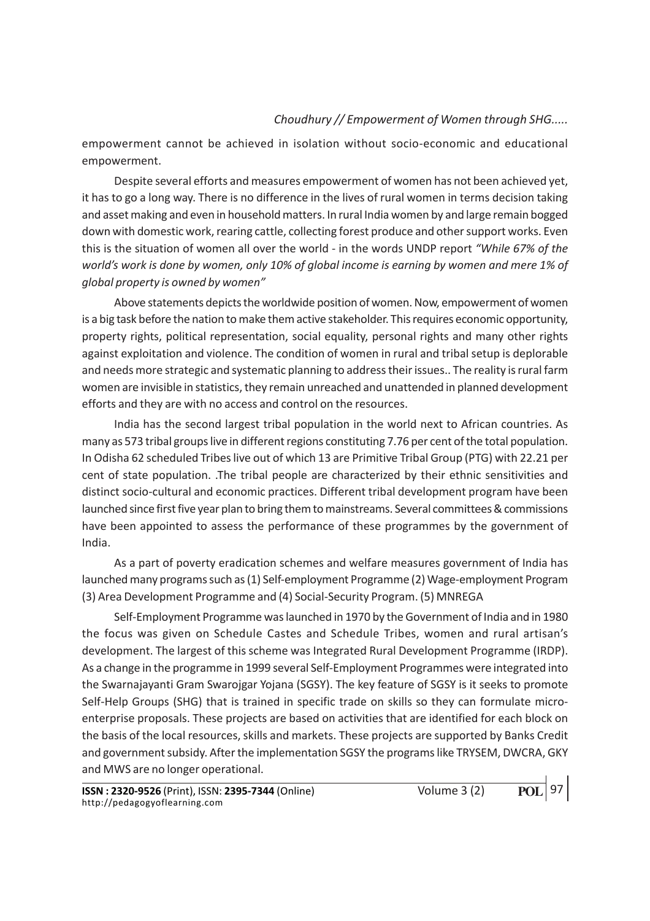empowerment cannot be achieved in isolation without socio-economic and educational empowerment.

Despite several efforts and measures empowerment of women has not been achieved yet, it has to go a long way. There is no difference in the lives of rural women in terms decision taking and asset making and even in household matters. In rural India women by and large remain bogged down with domestic work, rearing cattle, collecting forest produce and other support works. Even this is the situation of women all over the world - in the words UNDP report *"While 67% of the world's work is done by women, only 10% of global income is earning by women and mere 1% of global property is owned by women"*

Above statements depicts the worldwide position of women. Now, empowerment of women is a big task before the nation to make them active stakeholder. This requires economic opportunity, property rights, political representation, social equality, personal rights and many other rights against exploitation and violence. The condition of women in rural and tribal setup is deplorable and needs more strategic and systematic planning to address their issues.. The reality is rural farm women are invisible in statistics, they remain unreached and unattended in planned development efforts and they are with no access and control on the resources.

India has the second largest tribal population in the world next to African countries. As many as 573 tribal groups live in different regions constituting 7.76 per cent of the total population. In Odisha 62 scheduled Tribes live out of which 13 are Primitive Tribal Group (PTG) with 22.21 per cent of state population. .The tribal people are characterized by their ethnic sensitivities and distinct socio-cultural and economic practices. Different tribal development program have been launched since first five year plan to bring them to mainstreams. Several committees & commissions have been appointed to assess the performance of these programmes by the government of India.

As a part of poverty eradication schemes and welfare measures government of India has launched many programs such as (1) Self-employment Programme (2) Wage-employment Program (3) Area Development Programme and (4) Social-Security Program. (5) MNREGA

Self-Employment Programme was launched in 1970 by the Government of India and in 1980 the focus was given on Schedule Castes and Schedule Tribes, women and rural artisan's development. The largest of this scheme was Integrated Rural Development Programme (IRDP). As a change in the programme in 1999 several Self-Employment Programmes were integrated into the Swarnajayanti Gram Swarojgar Yojana (SGSY). The key feature of SGSY is it seeks to promote Self-Help Groups (SHG) that is trained in specific trade on skills so they can formulate micro-enterprise proposals. These projects are based on activities that are identified for each block on the basis of the local resources, skills and markets. These projects are supported by Banks Credit and government subsidy. After the implementation SGSY the programs like TRYSEM, DWCRA, GKY and MWS are no longer operational.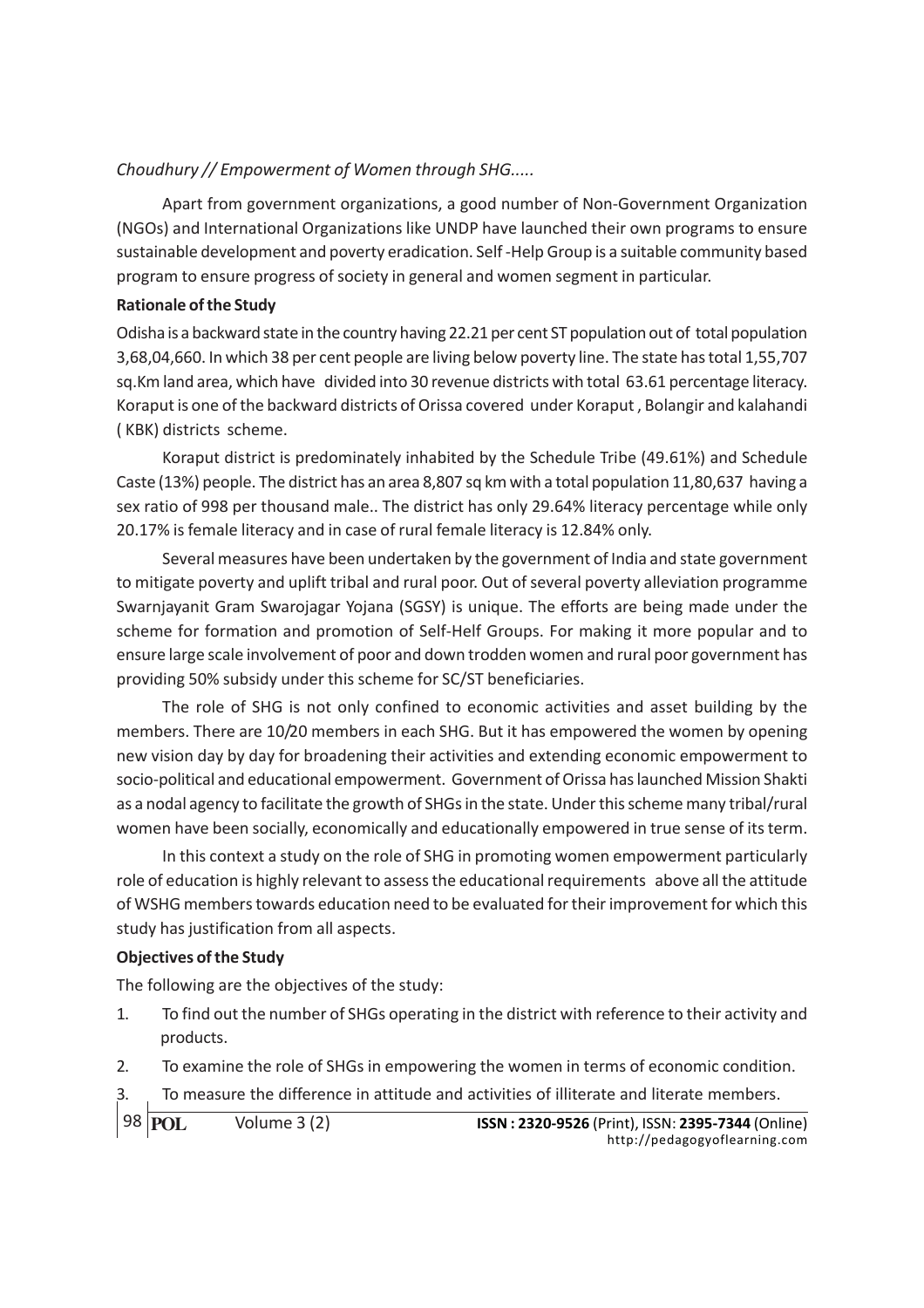Apart from government organizations, a good number of Non-Government Organization (NGOs) and International Organizations like UNDP have launched their own programs to ensure sustainable development and poverty eradication. Self -Help Group is a suitable community based program to ensure progress of society in general and women segment in particular.

**Rationale of the Study**

Odisha is a backward state in the country having 22.21 per cent ST population out of total population 3,68,04,660. In which 38 per cent people are living below poverty line. The state has total 1,55,707 sq.Km land area, which have divided into 30 revenue districts with total 63.61 percentage literacy. Koraput is one of the backward districts of Orissa covered under Koraput , Bolangir and kalahandi ( KBK) districts scheme.

Koraput district is predominately inhabited by the Schedule Tribe (49.61%) and Schedule Caste (13%) people. The district has an area 8,807 sq km with a total population 11,80,637 having a sex ratio of 998 per thousand male.. The district has only 29.64% literacy percentage while only 20.17% is female literacy and in case of rural female literacy is 12.84% only.

Several measures have been undertaken by the government of India and state government to mitigate poverty and uplift tribal and rural poor. Out of several poverty alleviation programme Swarnjayanit Gram Swarojagar Yojana (SGSY) is unique. The efforts are being made under the scheme for formation and promotion of Self-Helf Groups. For making it more popular and to ensure large scale involvement of poor and down trodden women and rural poor government has providing 50% subsidy under this scheme for SC/ST beneficiaries.

The role of SHG is not only confined to economic activities and asset building by the members. There are 10/20 members in each SHG. But it has empowered the women by opening new vision day by day for broadening their activities and extending economic empowerment to socio-political and educational empowerment. Government of Orissa has launched Mission Shakti as a nodal agency to facilitate the growth of SHGs in the state. Under this scheme many tribal/rural women have been socially, economically and educationally empowered in true sense of its term.

In this context a study on the role of SHG in promoting women empowerment particularly role of education is highly relevant to assess the educational requirements above all the attitude of WSHG members towards education need to be evaluated for their improvement for which this study has justification from all aspects.

**Objectives of the Study**

The following are the objectives of the study:

1. To find out the number of SHGs operating in the district with reference to their activity and products.
2. To examine the role of SHGs in empowering the women in terms of economic condition.
3. To measure the difference in attitude and activities of illiterate and literate members.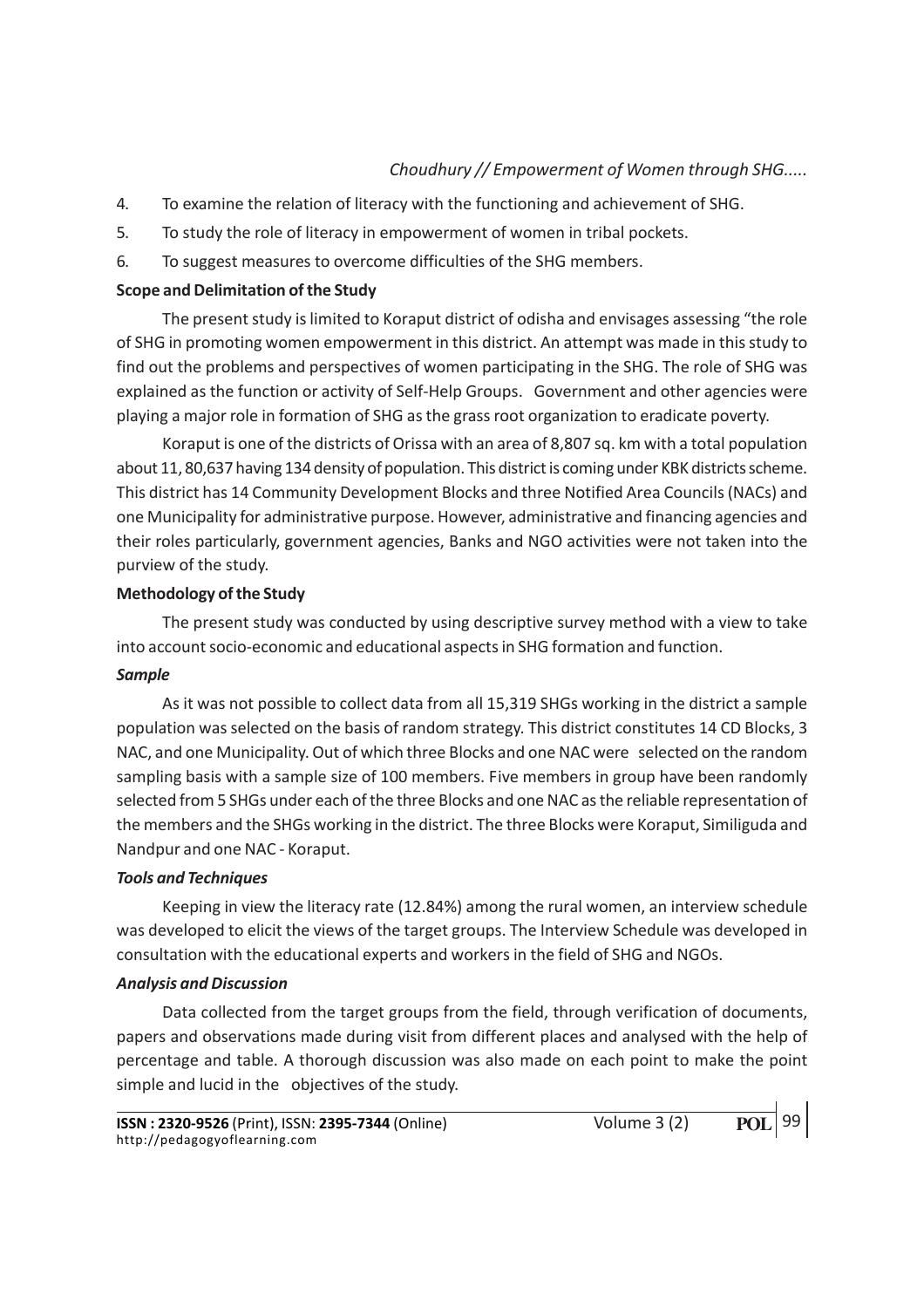4. To examine the relation of literacy with the functioning and achievement of SHG.
5. To study the role of literacy in empowerment of women in tribal pockets.
6. To suggest measures to overcome difficulties of the SHG members.

**Scope and Delimitation of the Study**

The present study is limited to Koraput district of odisha and envisages assessing "the role of SHG in promoting women empowerment in this district. An attempt was made in this study to find out the problems and perspectives of women participating in the SHG. The role of SHG was explained as the function or activity of Self-Help Groups. Government and other agencies were playing a major role in formation of SHG as the grass root organization to eradicate poverty.

Koraput is one of the districts of Orissa with an area of 8,807 sq. km with a total population about 11, 80,637 having 134 density of population. This district is coming under KBK districts scheme. This district has 14 Community Development Blocks and three Notified Area Councils (NACs) and one Municipality for administrative purpose. However, administrative and financing agencies and their roles particularly, government agencies, Banks and NGO activities were not taken into the purview of the study.

**Methodology of the Study**

The present study was conducted by using descriptive survey method with a view to take into account socio-economic and educational aspects in SHG formation and function.

***Sample***

As it was not possible to collect data from all 15,319 SHGs working in the district a sample population was selected on the basis of random strategy. This district constitutes 14 CD Blocks, 3 NAC, and one Municipality. Out of which three Blocks and one NAC were selected on the random sampling basis with a sample size of 100 members. Five members in group have been randomly selected from 5 SHGs under each of the three Blocks and one NAC as the reliable representation of the members and the SHGs working in the district. The three Blocks were Koraput, Similiguda and Nandpur and one NAC - Koraput.

***Tools and Techniques***

Keeping in view the literacy rate (12.84%) among the rural women, an interview schedule was developed to elicit the views of the target groups. The Interview Schedule was developed in consultation with the educational experts and workers in the field of SHG and NGOs.

***Analysis and Discussion***

Data collected from the target groups from the field, through verification of documents, papers and observations made during visit from different places and analysed with the help of percentage and table. A thorough discussion was also made on each point to make the point simple and lucid in the objectives of the study.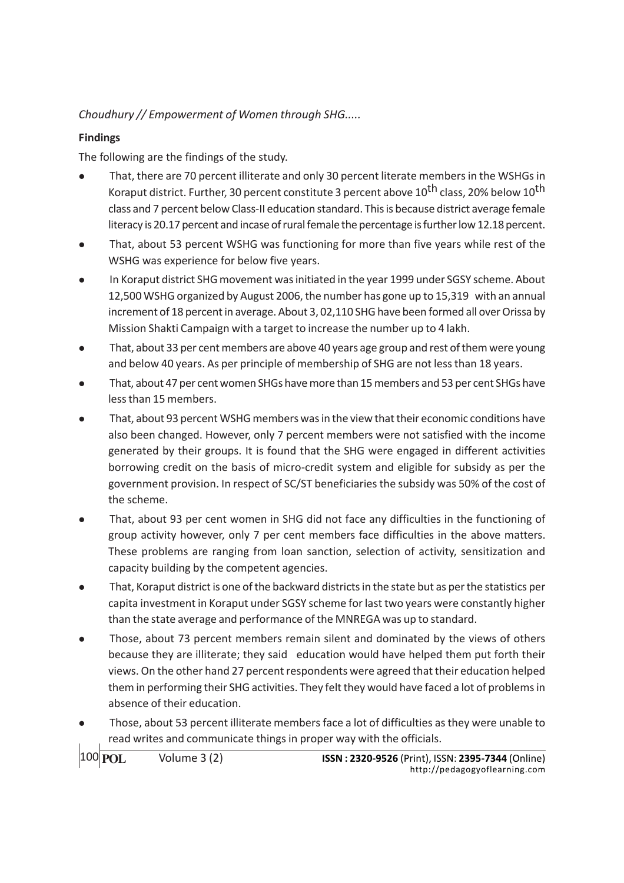**Findings**

The following are the findings of the study.

- That, there are 70 percent illiterate and only 30 percent literate members in the WSHGs in Koraput district. Further, 30 percent constitute 3 percent above $10^{th}$ class, 20% below $10^{th}$ class and 7 percent below Class-II education standard. This is because district average female literacy is 20.17 percent and incase of rural female the percentage is further low 12.18 percent.
- That, about 53 percent WSHG was functioning for more than five years while rest of the WSHG was experience for below five years.
- In Koraput district SHG movement was initiated in the year 1999 under SGSY scheme. About 12,500 WSHG organized by August 2006, the number has gone up to 15,319 with an annual increment of 18 percent in average. About 3, 02,110 SHG have been formed all over Orissa by Mission Shakti Campaign with a target to increase the number up to 4 lakh.
- That, about 33 per cent members are above 40 years age group and rest of them were young and below 40 years. As per principle of membership of SHG are not less than 18 years.
- That, about 47 per cent women SHGs have more than 15 members and 53 per cent SHGs have less than 15 members.
- That, about 93 percent WSHG members was in the view that their economic conditions have also been changed. However, only 7 percent members were not satisfied with the income generated by their groups. It is found that the SHG were engaged in different activities borrowing credit on the basis of micro-credit system and eligible for subsidy as per the government provision. In respect of SC/ST beneficiaries the subsidy was 50% of the cost of the scheme.
- That, about 93 per cent women in SHG did not face any difficulties in the functioning of group activity however, only 7 per cent members face difficulties in the above matters. These problems are ranging from loan sanction, selection of activity, sensitization and capacity building by the competent agencies.
- That, Koraput district is one of the backward districts in the state but as per the statistics per capita investment in Koraput under SGSY scheme for last two years were constantly higher than the state average and performance of the MNREGA was up to standard.
- Those, about 73 percent members remain silent and dominated by the views of others because they are illiterate; they said education would have helped them put forth their views. On the other hand 27 percent respondents were agreed that their education helped them in performing their SHG activities. They felt they would have faced a lot of problems in absence of their education.
- Those, about 53 percent illiterate members face a lot of difficulties as they were unable to read writes and communicate things in proper way with the officials.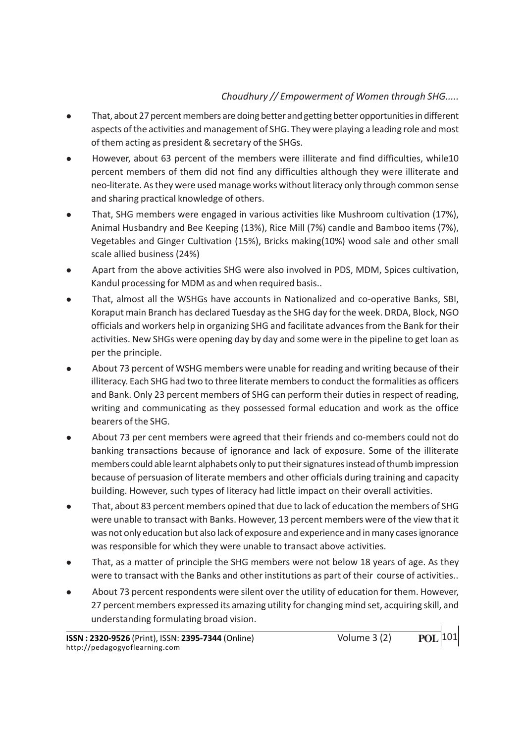- That, about 27 percent members are doing better and getting better opportunities in different aspects of the activities and management of SHG. They were playing a leading role and most of them acting as president & secretary of the SHGs.
- However, about 63 percent of the members were illiterate and find difficulties, while10 percent members of them did not find any difficulties although they were illiterate and neo-literate. As they were used manage works without literacy only through common sense and sharing practical knowledge of others.
- That, SHG members were engaged in various activities like Mushroom cultivation (17%), Animal Husbandry and Bee Keeping (13%), Rice Mill (7%) candle and Bamboo items (7%), Vegetables and Ginger Cultivation (15%), Bricks making(10%) wood sale and other small scale allied business (24%)
- Apart from the above activities SHG were also involved in PDS, MDM, Spices cultivation, Kandul processing for MDM as and when required basis..
- That, almost all the WSHGs have accounts in Nationalized and co-operative Banks, SBI, Koraput main Branch has declared Tuesday as the SHG day for the week. DRDA, Block, NGO officials and workers help in organizing SHG and facilitate advances from the Bank for their activities. New SHGs were opening day by day and some were in the pipeline to get loan as per the principle.
- About 73 percent of WSHG members were unable for reading and writing because of their illiteracy. Each SHG had two to three literate members to conduct the formalities as officers and Bank. Only 23 percent members of SHG can perform their duties in respect of reading, writing and communicating as they possessed formal education and work as the office bearers of the SHG.
- About 73 per cent members were agreed that their friends and co-members could not do banking transactions because of ignorance and lack of exposure. Some of the illiterate members could able learnt alphabets only to put their signatures instead of thumb impression because of persuasion of literate members and other officials during training and capacity building. However, such types of literacy had little impact on their overall activities.
- That, about 83 percent members opined that due to lack of education the members of SHG were unable to transact with Banks. However, 13 percent members were of the view that it was not only education but also lack of exposure and experience and in many cases ignorance was responsible for which they were unable to transact above activities.
- That, as a matter of principle the SHG members were not below 18 years of age. As they were to transact with the Banks and other institutions as part of their course of activities..
- About 73 percent respondents were silent over the utility of education for them. However, 27 percent members expressed its amazing utility for changing mind set, acquiring skill, and understanding formulating broad vision.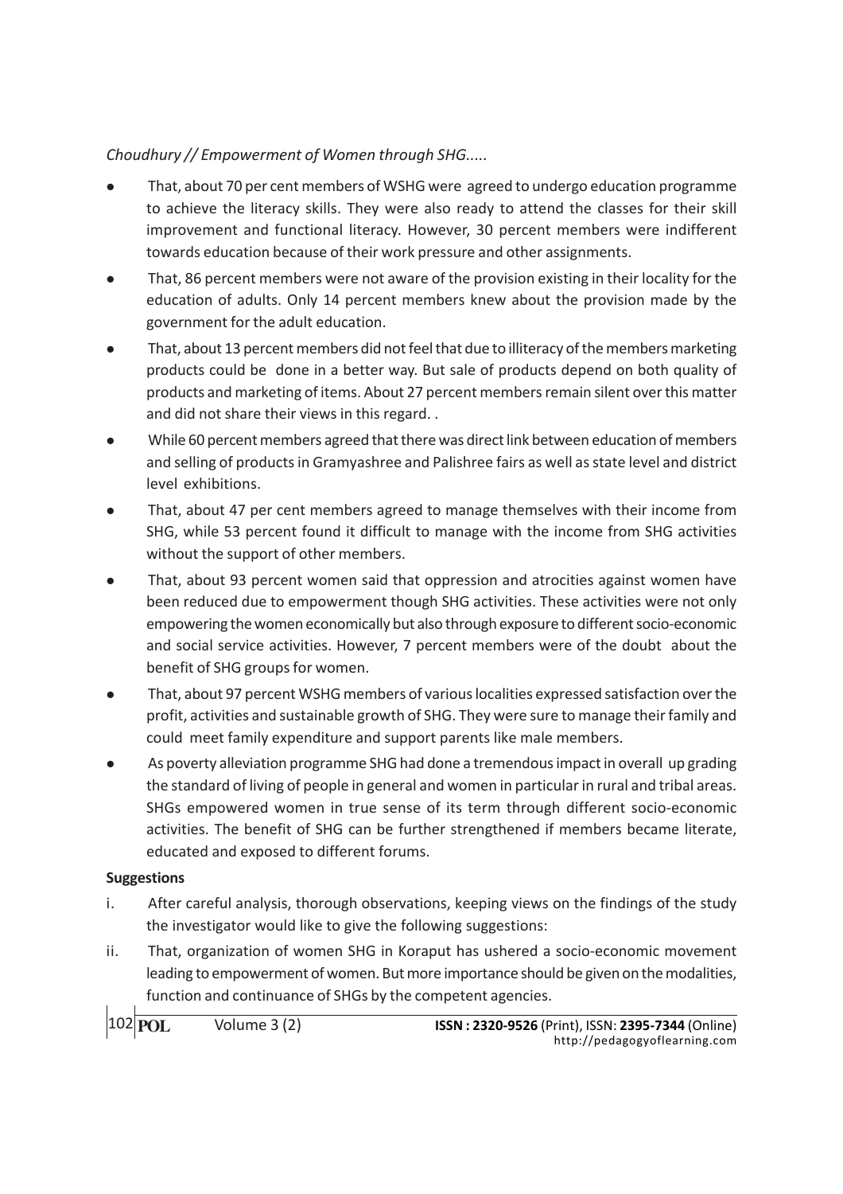- That, about 70 per cent members of WSHG were agreed to undergo education programme to achieve the literacy skills. They were also ready to attend the classes for their skill improvement and functional literacy. However, 30 percent members were indifferent towards education because of their work pressure and other assignments.
- That, 86 percent members were not aware of the provision existing in their locality for the education of adults. Only 14 percent members knew about the provision made by the government for the adult education.
- That, about 13 percent members did not feel that due to illiteracy of the members marketing products could be done in a better way. But sale of products depend on both quality of products and marketing of items. About 27 percent members remain silent over this matter and did not share their views in this regard. .
- While 60 percent members agreed that there was direct link between education of members and selling of products in Gramyashree and Palishree fairs as well as state level and district level exhibitions.
- That, about 47 per cent members agreed to manage themselves with their income from SHG, while 53 percent found it difficult to manage with the income from SHG activities without the support of other members.
- That, about 93 percent women said that oppression and atrocities against women have been reduced due to empowerment though SHG activities. These activities were not only empowering the women economically but also through exposure to different socio-economic and social service activities. However, 7 percent members were of the doubt about the benefit of SHG groups for women.
- That, about 97 percent WSHG members of various localities expressed satisfaction over the profit, activities and sustainable growth of SHG. They were sure to manage their family and could meet family expenditure and support parents like male members.
- As poverty alleviation programme SHG had done a tremendous impact in overall up grading the standard of living of people in general and women in particular in rural and tribal areas. SHGs empowered women in true sense of its term through different socio-economic activities. The benefit of SHG can be further strengthened if members became literate, educated and exposed to different forums.

**Suggestions**

i. After careful analysis, thorough observations, keeping views on the findings of the study the investigator would like to give the following suggestions:

ii. That, organization of women SHG in Koraput has ushered a socio-economic movement leading to empowerment of women. But more importance should be given on the modalities, function and continuance of SHGs by the competent agencies.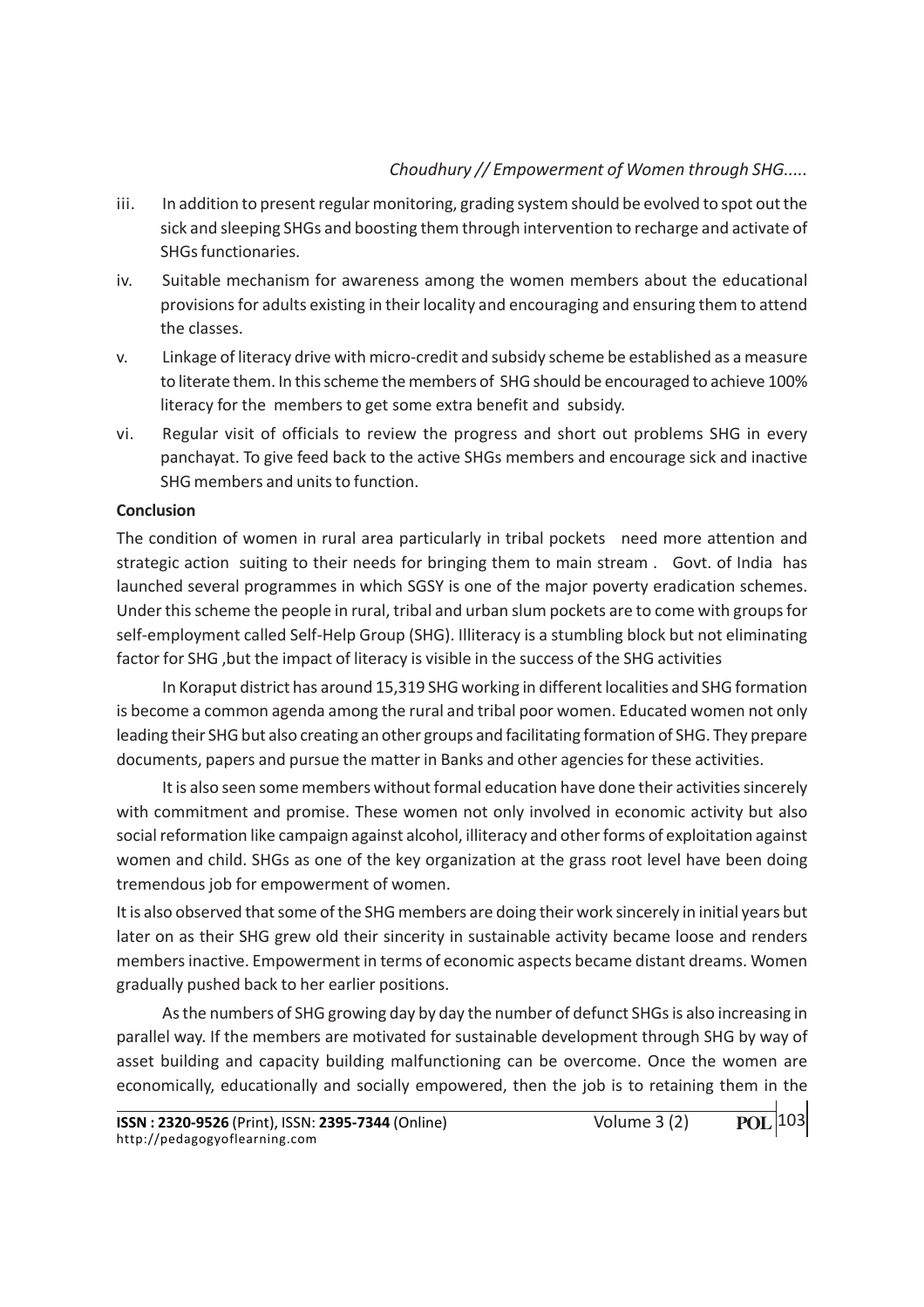iii. In addition to present regular monitoring, grading system should be evolved to spot out the sick and sleeping SHGs and boosting them through intervention to recharge and activate of SHGs functionaries.

iv. Suitable mechanism for awareness among the women members about the educational provisions for adults existing in their locality and encouraging and ensuring them to attend the classes.

v. Linkage of literacy drive with micro-credit and subsidy scheme be established as a measure to literate them. In this scheme the members of SHG should be encouraged to achieve 100% literacy for the members to get some extra benefit and subsidy.

vi. Regular visit of officials to review the progress and short out problems SHG in every panchayat. To give feed back to the active SHGs members and encourage sick and inactive SHG members and units to function.

**Conclusion**

The condition of women in rural area particularly in tribal pockets need more attention and strategic action suiting to their needs for bringing them to main stream . Govt. of India has launched several programmes in which SGSY is one of the major poverty eradication schemes. Under this scheme the people in rural, tribal and urban slum pockets are to come with groups for self-employment called Self-Help Group (SHG). Illiteracy is a stumbling block but not eliminating factor for SHG ,but the impact of literacy is visible in the success of the SHG activities

In Koraput district has around 15,319 SHG working in different localities and SHG formation is become a common agenda among the rural and tribal poor women. Educated women not only leading their SHG but also creating an other groups and facilitating formation of SHG. They prepare documents, papers and pursue the matter in Banks and other agencies for these activities.

It is also seen some members without formal education have done their activities sincerely with commitment and promise. These women not only involved in economic activity but also social reformation like campaign against alcohol, illiteracy and other forms of exploitation against women and child. SHGs as one of the key organization at the grass root level have been doing tremendous job for empowerment of women.

It is also observed that some of the SHG members are doing their work sincerely in initial years but later on as their SHG grew old their sincerity in sustainable activity became loose and renders members inactive. Empowerment in terms of economic aspects became distant dreams. Women gradually pushed back to her earlier positions.

As the numbers of SHG growing day by day the number of defunct SHGs is also increasing in parallel way. If the members are motivated for sustainable development through SHG by way of asset building and capacity building malfunctioning can be overcome. Once the women are economically, educationally and socially empowered, then the job is to retaining them in the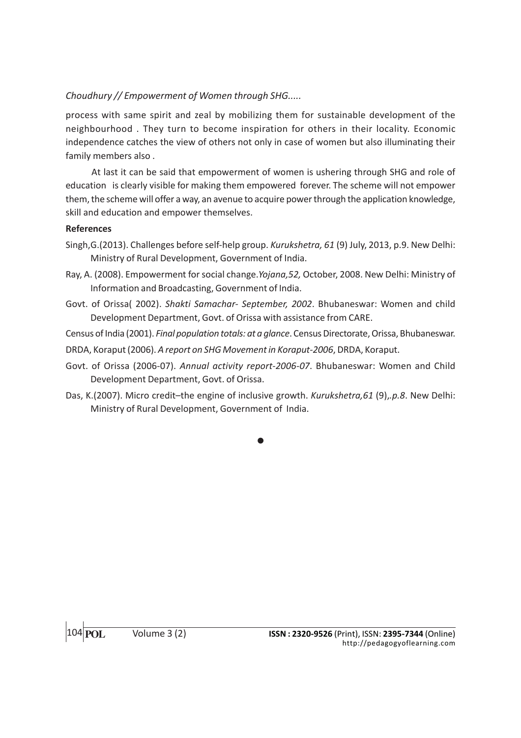process with same spirit and zeal by mobilizing them for sustainable development of the neighbourhood . They turn to become inspiration for others in their locality. Economic independence catches the view of others not only in case of women but also illuminating their family members also .

At last it can be said that empowerment of women is ushering through SHG and role of education is clearly visible for making them empowered forever. The scheme will not empower them, the scheme will offer a way, an avenue to acquire power through the application knowledge, skill and education and empower themselves.

**References**

Singh,G.(2013). Challenges before self-help group. *Kurukshetra, 61* (9) July, 2013, p.9. New Delhi: Ministry of Rural Development, Government of India.

Ray, A. (2008). Empowerment for social change.*Yojana,52,* October, 2008. New Delhi: Ministry of Information and Broadcasting, Government of India.

Govt. of Orissa( 2002). *Shakti Samachar- September, 2002*. Bhubaneswar: Women and child Development Department, Govt. of Orissa with assistance from CARE.

Census of India (2001). *Final population totals: at a glance*. Census Directorate, Orissa, Bhubaneswar.

DRDA, Koraput (2006). *A report on SHG Movement in Koraput-2006*, DRDA, Koraput.

Govt. of Orissa (2006-07). *Annual activity report-2006-07*. Bhubaneswar: Women and Child Development Department, Govt. of Orissa.

Das, K.(2007). Micro credit–the engine of inclusive growth. *Kurukshetra,61* (9),*.p.8*. New Delhi: Ministry of Rural Development, Government of India.